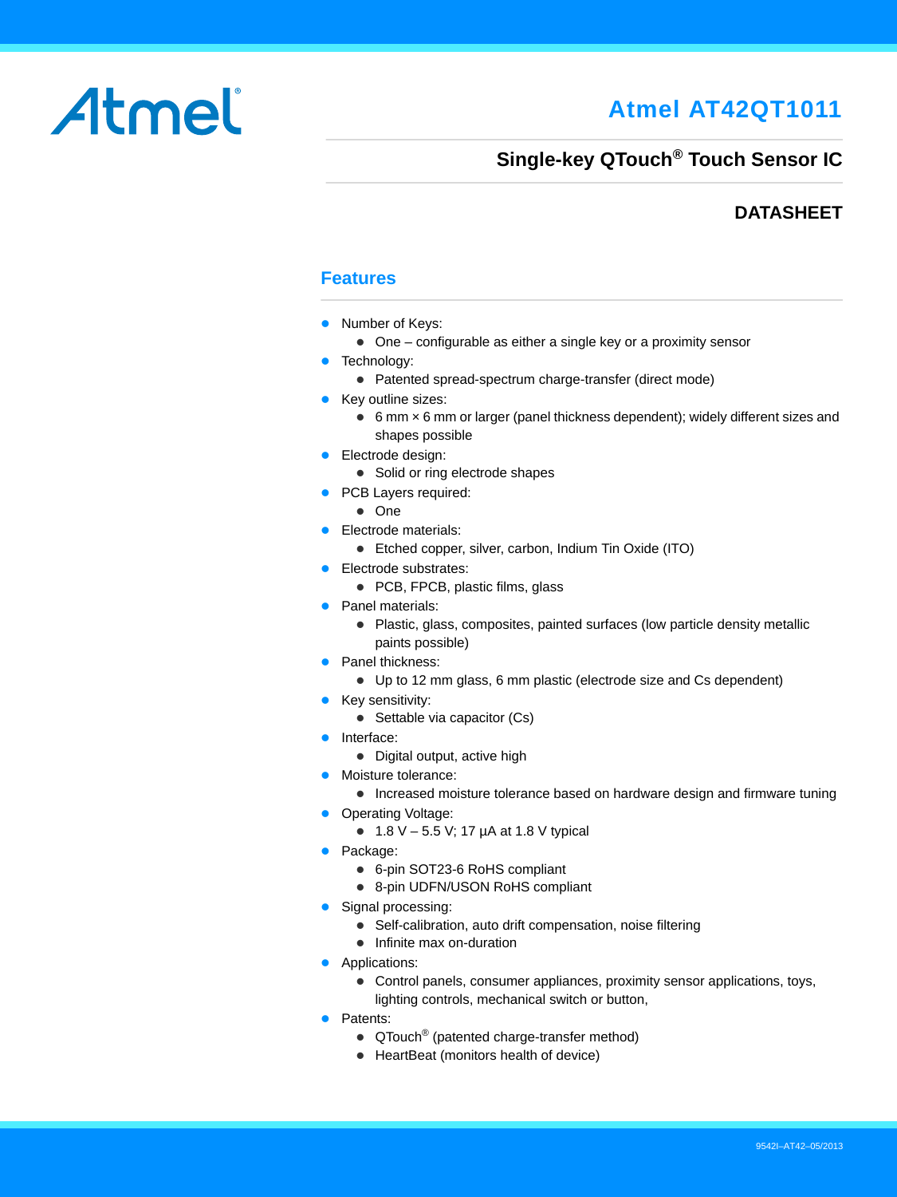Atmel

# Atmel AT42QT1011

## Single-key QTouch® Touch Sensor IC

**DATASHEET**

## Features

- Number of Keys:
  - One – configurable as either a single key or a proximity sensor
- Technology:
  - Patented spread-spectrum charge-transfer (direct mode)
- Key outline sizes:
  - 6 mm × 6 mm or larger (panel thickness dependent); widely different sizes and shapes possible
- Electrode design:
  - Solid or ring electrode shapes
- PCB Layers required:
  - One
- Electrode materials:
  - Etched copper, silver, carbon, Indium Tin Oxide (ITO)
- Electrode substrates:
  - PCB, FPCB, plastic films, glass
- Panel materials:
  - Plastic, glass, composites, painted surfaces (low particle density metallic paints possible)
- Panel thickness:
  - Up to 12 mm glass, 6 mm plastic (electrode size and Cs dependent)
- Key sensitivity:
  - Settable via capacitor (Cs)
- Interface:
  - Digital output, active high
- Moisture tolerance:
  - Increased moisture tolerance based on hardware design and firmware tuning
- Operating Voltage:
  - 1.8 V – 5.5 V; 17 µA at 1.8 V typical
- Package:
  - 6-pin SOT23-6 RoHS compliant
  - 8-pin UDFN/USON RoHS compliant
- Signal processing:
  - Self-calibration, auto drift compensation, noise filtering
  - Infinite max on-duration
- Applications:
  - Control panels, consumer appliances, proximity sensor applications, toys, lighting controls, mechanical switch or button,
- Patents:
  - QTouch® (patented charge-transfer method)
  - HeartBeat (monitors health of device)

9542I–AT42–05/2013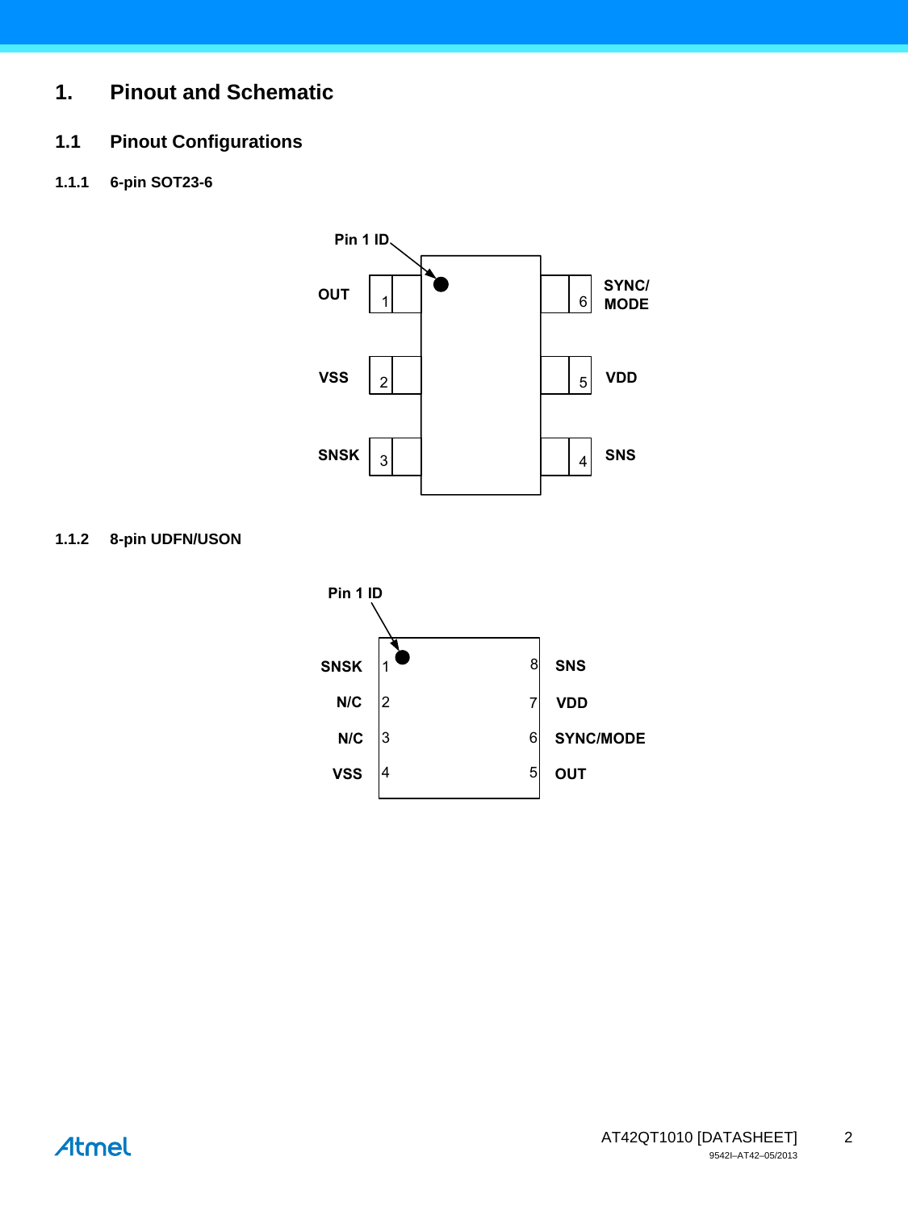# 1. Pinout and Schematic

## 1.1 Pinout Configurations

### 1.1.1 6-pin SOT23-6

Pin 1 ID

| Pin | Name | Pin | Name |
|---|---|---|---|
| 1 | OUT | 6 | SYNC/ MODE |
| 2 | VSS | 5 | VDD |
| 3 | SNSK | 4 | SNS |

### 1.1.2 8-pin UDFN/USON

Pin 1 ID

| Pin | Name | Pin | Name |
|---|---|---|---|
| 1 | SNSK | 8 | SNS |
| 2 | N/C | 7 | VDD |
| 3 | N/C | 6 | SYNC/MODE |
| 4 | VSS | 5 | OUT |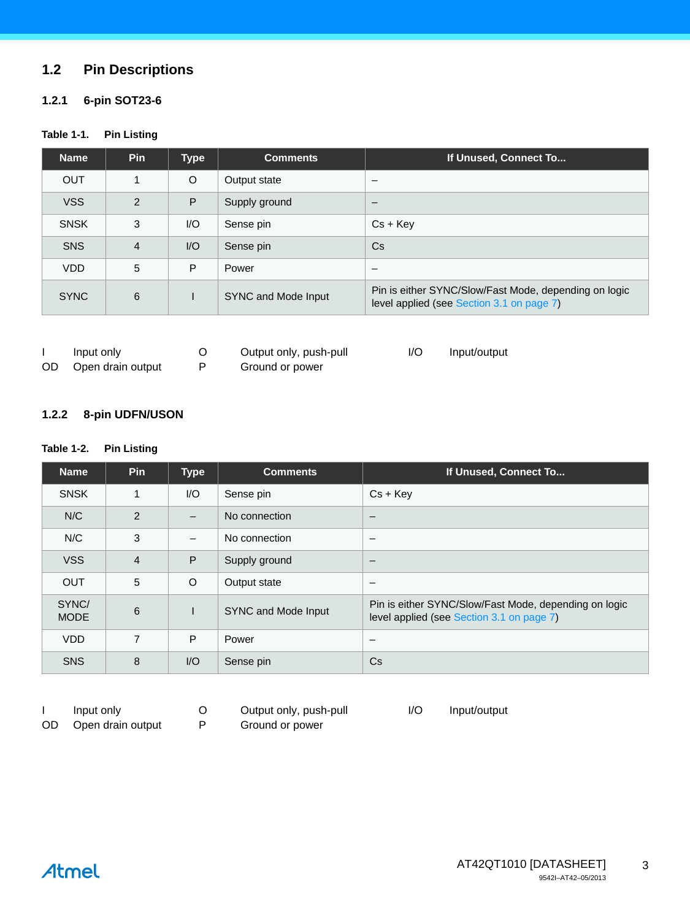## 1.2 Pin Descriptions

### 1.2.1 6-pin SOT23-6

**Table 1-1. Pin Listing**

| Name | Pin | Type | Comments | If Unused, Connect To... |
|---|---|---|---|---|
| OUT | 1 | O | Output state | – |
| VSS | 2 | P | Supply ground | – |
| SNSK | 3 | I/O | Sense pin | Cs + Key |
| SNS | 4 | I/O | Sense pin | Cs |
| VDD | 5 | P | Power | – |
| SYNC | 6 | I | SYNC and Mode Input | Pin is either SYNC/Slow/Fast Mode, depending on logic level applied (see Section 3.1 on page 7) |

| | | | | | |
|---|---|---|---|---|---|
| I | Input only | O | Output only, push-pull | I/O | Input/output |
| OD | Open drain output | P | Ground or power | | |

### 1.2.2 8-pin UDFN/USON

**Table 1-2. Pin Listing**

| Name | Pin | Type | Comments | If Unused, Connect To... |
|---|---|---|---|---|
| SNSK | 1 | I/O | Sense pin | Cs + Key |
| N/C | 2 | – | No connection | – |
| N/C | 3 | – | No connection | – |
| VSS | 4 | P | Supply ground | – |
| OUT | 5 | O | Output state | – |
| SYNC/ MODE | 6 | I | SYNC and Mode Input | Pin is either SYNC/Slow/Fast Mode, depending on logic level applied (see Section 3.1 on page 7) |
| VDD | 7 | P | Power | – |
| SNS | 8 | I/O | Sense pin | Cs |

| | | | | | |
|---|---|---|---|---|---|
| I | Input only | O | Output only, push-pull | I/O | Input/output |
| OD | Open drain output | P | Ground or power | | |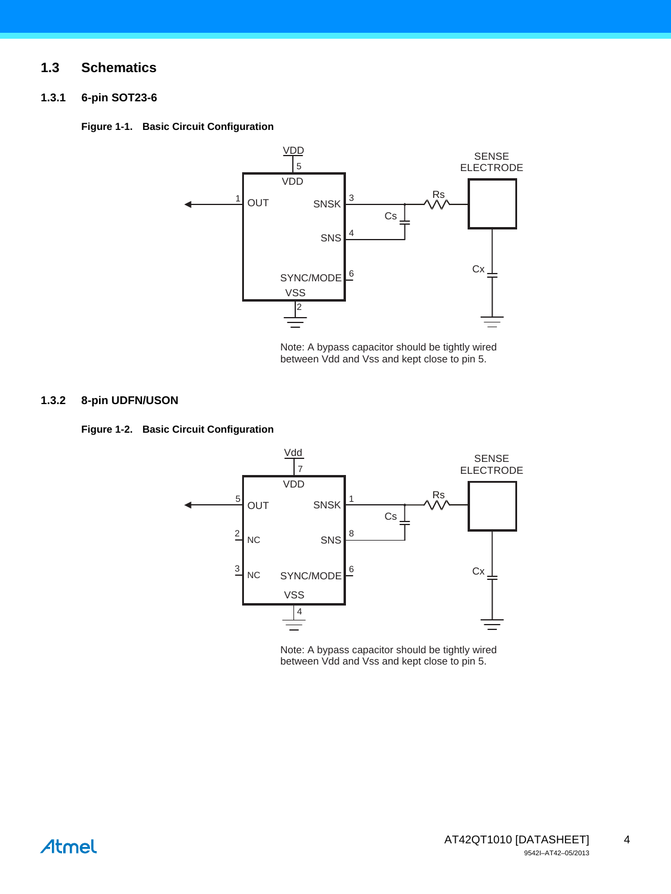## 1.3 Schematics

### 1.3.1 6-pin SOT23-6

**Figure 1-1. Basic Circuit Configuration**

Note: A bypass capacitor should be tightly wired between Vdd and Vss and kept close to pin 5.

### 1.3.2 8-pin UDFN/USON

**Figure 1-2. Basic Circuit Configuration**

Note: A bypass capacitor should be tightly wired between Vdd and Vss and kept close to pin 5.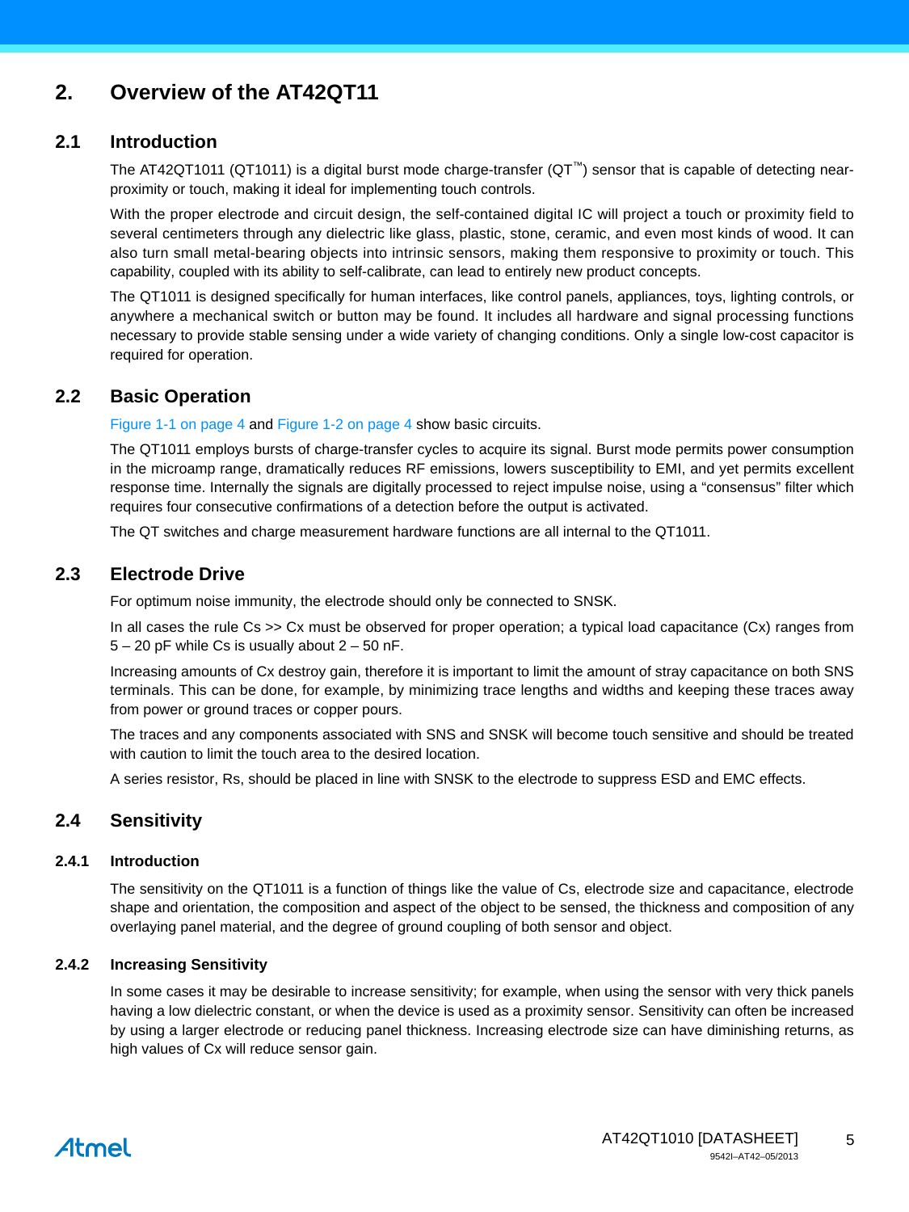## 2. Overview of the AT42QT11

### 2.1 Introduction

The AT42QT1011 (QT1011) is a digital burst mode charge-transfer (QT™) sensor that is capable of detecting near-proximity or touch, making it ideal for implementing touch controls.

With the proper electrode and circuit design, the self-contained digital IC will project a touch or proximity field to several centimeters through any dielectric like glass, plastic, stone, ceramic, and even most kinds of wood. It can also turn small metal-bearing objects into intrinsic sensors, making them responsive to proximity or touch. This capability, coupled with its ability to self-calibrate, can lead to entirely new product concepts.

The QT1011 is designed specifically for human interfaces, like control panels, appliances, toys, lighting controls, or anywhere a mechanical switch or button may be found. It includes all hardware and signal processing functions necessary to provide stable sensing under a wide variety of changing conditions. Only a single low-cost capacitor is required for operation.

### 2.2 Basic Operation

Figure 1-1 on page 4 and Figure 1-2 on page 4 show basic circuits.

The QT1011 employs bursts of charge-transfer cycles to acquire its signal. Burst mode permits power consumption in the microamp range, dramatically reduces RF emissions, lowers susceptibility to EMI, and yet permits excellent response time. Internally the signals are digitally processed to reject impulse noise, using a "consensus" filter which requires four consecutive confirmations of a detection before the output is activated.

The QT switches and charge measurement hardware functions are all internal to the QT1011.

### 2.3 Electrode Drive

For optimum noise immunity, the electrode should only be connected to SNSK.

In all cases the rule Cs >> Cx must be observed for proper operation; a typical load capacitance (Cx) ranges from 5 – 20 pF while Cs is usually about 2 – 50 nF.

Increasing amounts of Cx destroy gain, therefore it is important to limit the amount of stray capacitance on both SNS terminals. This can be done, for example, by minimizing trace lengths and widths and keeping these traces away from power or ground traces or copper pours.

The traces and any components associated with SNS and SNSK will become touch sensitive and should be treated with caution to limit the touch area to the desired location.

A series resistor, Rs, should be placed in line with SNSK to the electrode to suppress ESD and EMC effects.

### 2.4 Sensitivity

#### 2.4.1 Introduction

The sensitivity on the QT1011 is a function of things like the value of Cs, electrode size and capacitance, electrode shape and orientation, the composition and aspect of the object to be sensed, the thickness and composition of any overlaying panel material, and the degree of ground coupling of both sensor and object.

#### 2.4.2 Increasing Sensitivity

In some cases it may be desirable to increase sensitivity; for example, when using the sensor with very thick panels having a low dielectric constant, or when the device is used as a proximity sensor. Sensitivity can often be increased by using a larger electrode or reducing panel thickness. Increasing electrode size can have diminishing returns, as high values of Cx will reduce sensor gain.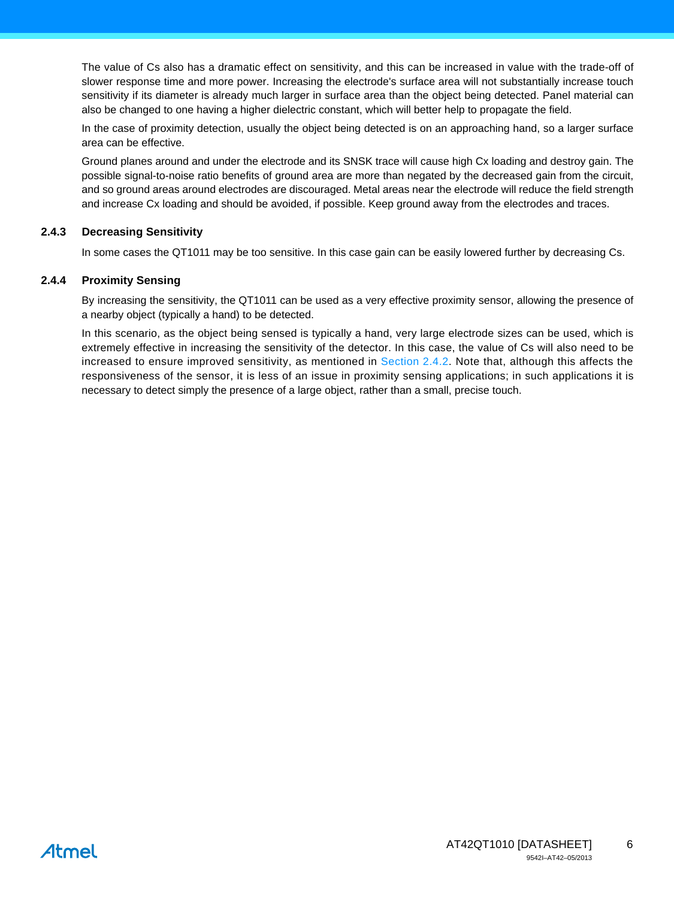The value of Cs also has a dramatic effect on sensitivity, and this can be increased in value with the trade-off of slower response time and more power. Increasing the electrode's surface area will not substantially increase touch sensitivity if its diameter is already much larger in surface area than the object being detected. Panel material can also be changed to one having a higher dielectric constant, which will better help to propagate the field.

In the case of proximity detection, usually the object being detected is on an approaching hand, so a larger surface area can be effective.

Ground planes around and under the electrode and its SNSK trace will cause high Cx loading and destroy gain. The possible signal-to-noise ratio benefits of ground area are more than negated by the decreased gain from the circuit, and so ground areas around electrodes are discouraged. Metal areas near the electrode will reduce the field strength and increase Cx loading and should be avoided, if possible. Keep ground away from the electrodes and traces.

### 2.4.3 Decreasing Sensitivity

In some cases the QT1011 may be too sensitive. In this case gain can be easily lowered further by decreasing Cs.

### 2.4.4 Proximity Sensing

By increasing the sensitivity, the QT1011 can be used as a very effective proximity sensor, allowing the presence of a nearby object (typically a hand) to be detected.

In this scenario, as the object being sensed is typically a hand, very large electrode sizes can be used, which is extremely effective in increasing the sensitivity of the detector. In this case, the value of Cs will also need to be increased to ensure improved sensitivity, as mentioned in Section 2.4.2. Note that, although this affects the responsiveness of the sensor, it is less of an issue in proximity sensing applications; in such applications it is necessary to detect simply the presence of a large object, rather than a small, precise touch.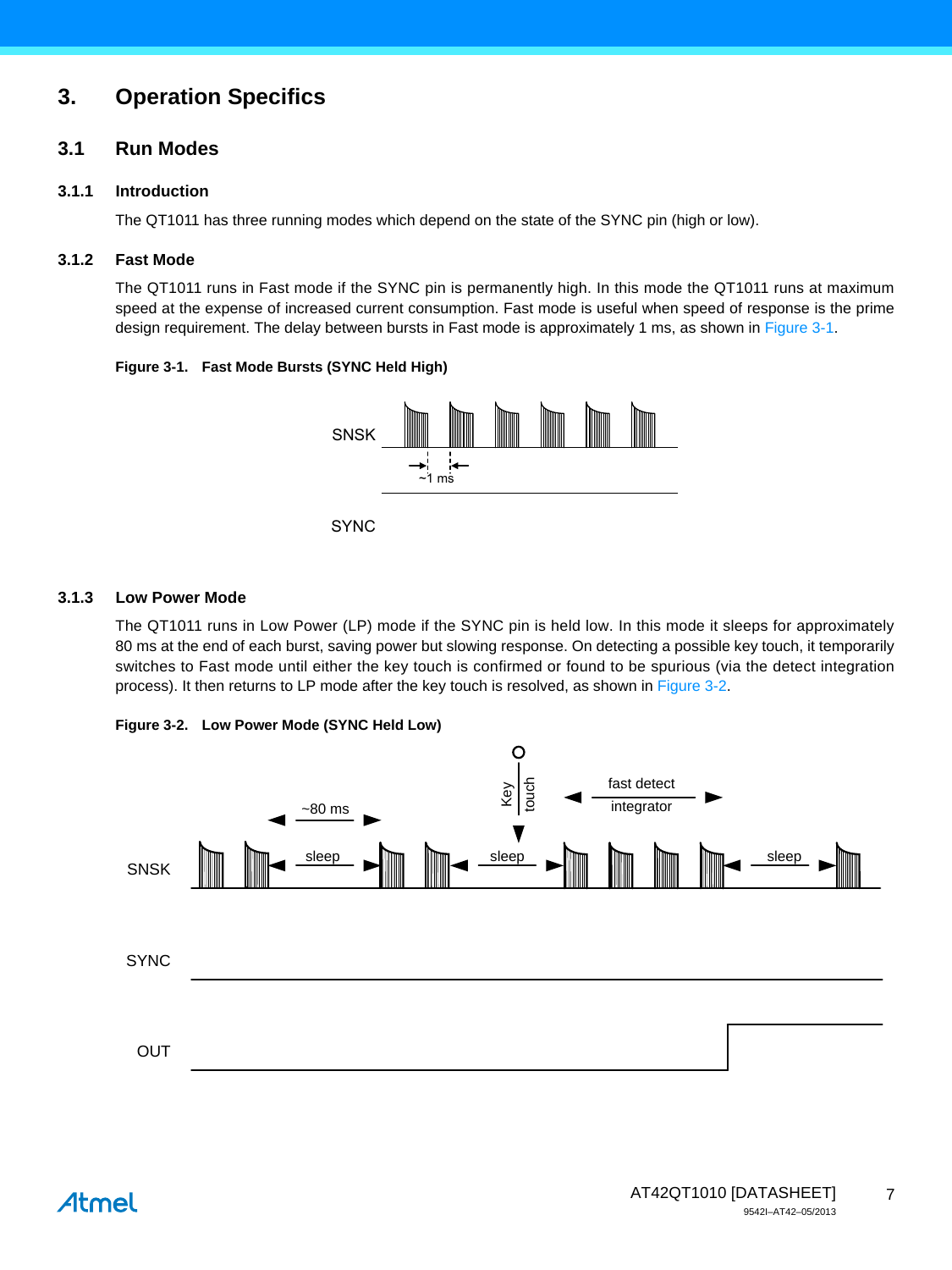# 3. Operation Specifics

## 3.1 Run Modes

### 3.1.1 Introduction

The QT1011 has three running modes which depend on the state of the SYNC pin (high or low).

### 3.1.2 Fast Mode

The QT1011 runs in Fast mode if the SYNC pin is permanently high. In this mode the QT1011 runs at maximum speed at the expense of increased current consumption. Fast mode is useful when speed of response is the prime design requirement. The delay between bursts in Fast mode is approximately 1 ms, as shown in Figure 3-1.

**Figure 3-1. Fast Mode Bursts (SYNC Held High)**

### 3.1.3 Low Power Mode

The QT1011 runs in Low Power (LP) mode if the SYNC pin is held low. In this mode it sleeps for approximately 80 ms at the end of each burst, saving power but slowing response. On detecting a possible key touch, it temporarily switches to Fast mode until either the key touch is confirmed or found to be spurious (via the detect integration process). It then returns to LP mode after the key touch is resolved, as shown in Figure 3-2.

**Figure 3-2. Low Power Mode (SYNC Held Low)**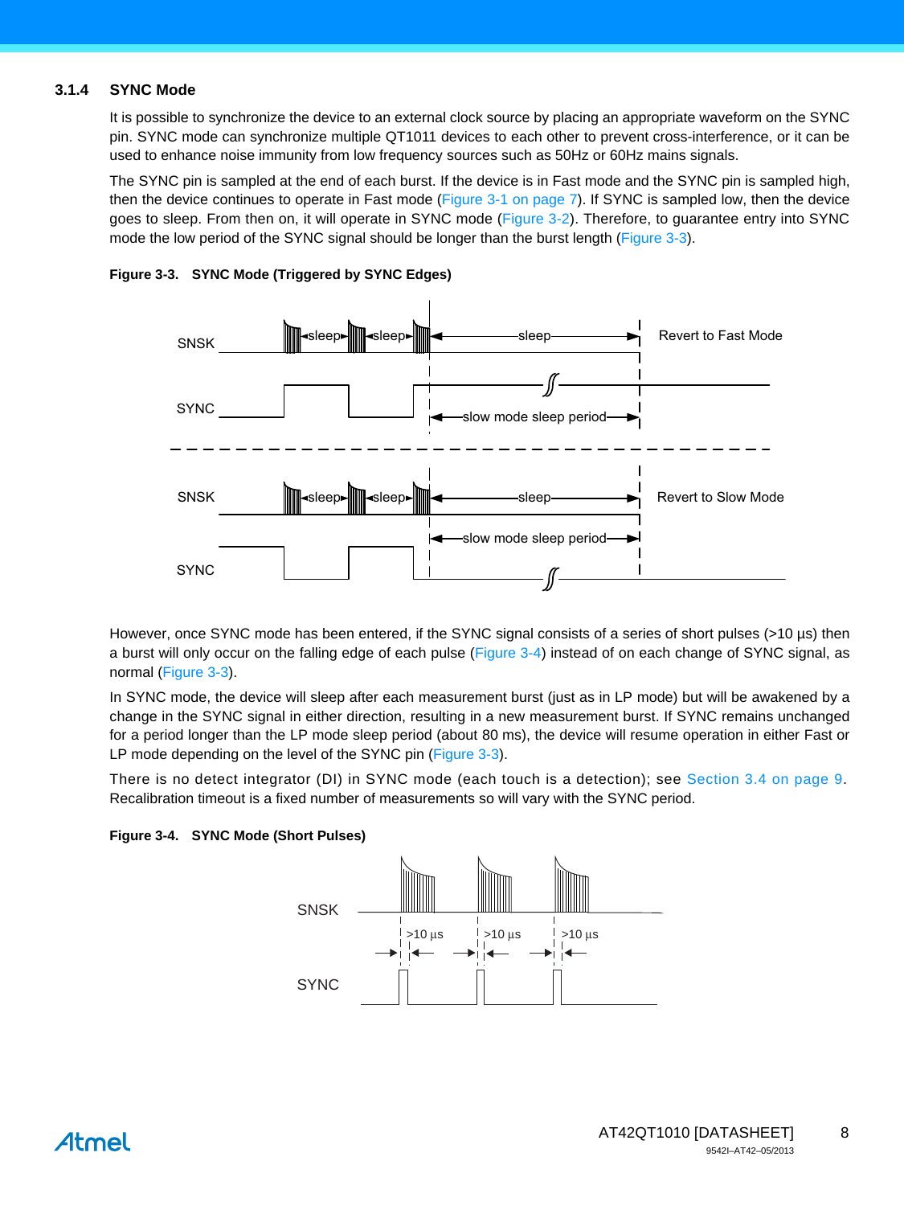### 3.1.4 SYNC Mode

It is possible to synchronize the device to an external clock source by placing an appropriate waveform on the SYNC pin. SYNC mode can synchronize multiple QT1011 devices to each other to prevent cross-interference, or it can be used to enhance noise immunity from low frequency sources such as 50Hz or 60Hz mains signals.

The SYNC pin is sampled at the end of each burst. If the device is in Fast mode and the SYNC pin is sampled high, then the device continues to operate in Fast mode (Figure 3-1 on page 7). If SYNC is sampled low, then the device goes to sleep. From then on, it will operate in SYNC mode (Figure 3-2). Therefore, to guarantee entry into SYNC mode the low period of the SYNC signal should be longer than the burst length (Figure 3-3).

**Figure 3-3. SYNC Mode (Triggered by SYNC Edges)**

However, once SYNC mode has been entered, if the SYNC signal consists of a series of short pulses (>10 µs) then a burst will only occur on the falling edge of each pulse (Figure 3-4) instead of on each change of SYNC signal, as normal (Figure 3-3).

In SYNC mode, the device will sleep after each measurement burst (just as in LP mode) but will be awakened by a change in the SYNC signal in either direction, resulting in a new measurement burst. If SYNC remains unchanged for a period longer than the LP mode sleep period (about 80 ms), the device will resume operation in either Fast or LP mode depending on the level of the SYNC pin (Figure 3-3).

There is no detect integrator (DI) in SYNC mode (each touch is a detection); see Section 3.4 on page 9. Recalibration timeout is a fixed number of measurements so will vary with the SYNC period.

**Figure 3-4. SYNC Mode (Short Pulses)**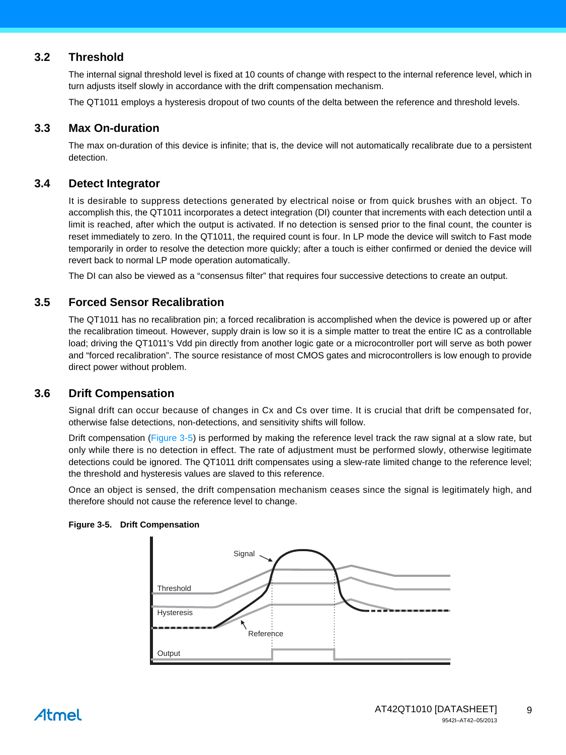## 3.2 Threshold

The internal signal threshold level is fixed at 10 counts of change with respect to the internal reference level, which in turn adjusts itself slowly in accordance with the drift compensation mechanism.

The QT1011 employs a hysteresis dropout of two counts of the delta between the reference and threshold levels.

## 3.3 Max On-duration

The max on-duration of this device is infinite; that is, the device will not automatically recalibrate due to a persistent detection.

## 3.4 Detect Integrator

It is desirable to suppress detections generated by electrical noise or from quick brushes with an object. To accomplish this, the QT1011 incorporates a detect integration (DI) counter that increments with each detection until a limit is reached, after which the output is activated. If no detection is sensed prior to the final count, the counter is reset immediately to zero. In the QT1011, the required count is four. In LP mode the device will switch to Fast mode temporarily in order to resolve the detection more quickly; after a touch is either confirmed or denied the device will revert back to normal LP mode operation automatically.

The DI can also be viewed as a "consensus filter" that requires four successive detections to create an output.

## 3.5 Forced Sensor Recalibration

The QT1011 has no recalibration pin; a forced recalibration is accomplished when the device is powered up or after the recalibration timeout. However, supply drain is low so it is a simple matter to treat the entire IC as a controllable load; driving the QT1011's Vdd pin directly from another logic gate or a microcontroller port will serve as both power and "forced recalibration". The source resistance of most CMOS gates and microcontrollers is low enough to provide direct power without problem.

## 3.6 Drift Compensation

Signal drift can occur because of changes in Cx and Cs over time. It is crucial that drift be compensated for, otherwise false detections, non-detections, and sensitivity shifts will follow.

Drift compensation (Figure 3-5) is performed by making the reference level track the raw signal at a slow rate, but only while there is no detection in effect. The rate of adjustment must be performed slowly, otherwise legitimate detections could be ignored. The QT1011 drift compensates using a slew-rate limited change to the reference level; the threshold and hysteresis values are slaved to this reference.

Once an object is sensed, the drift compensation mechanism ceases since the signal is legitimately high, and therefore should not cause the reference level to change.

**Figure 3-5. Drift Compensation**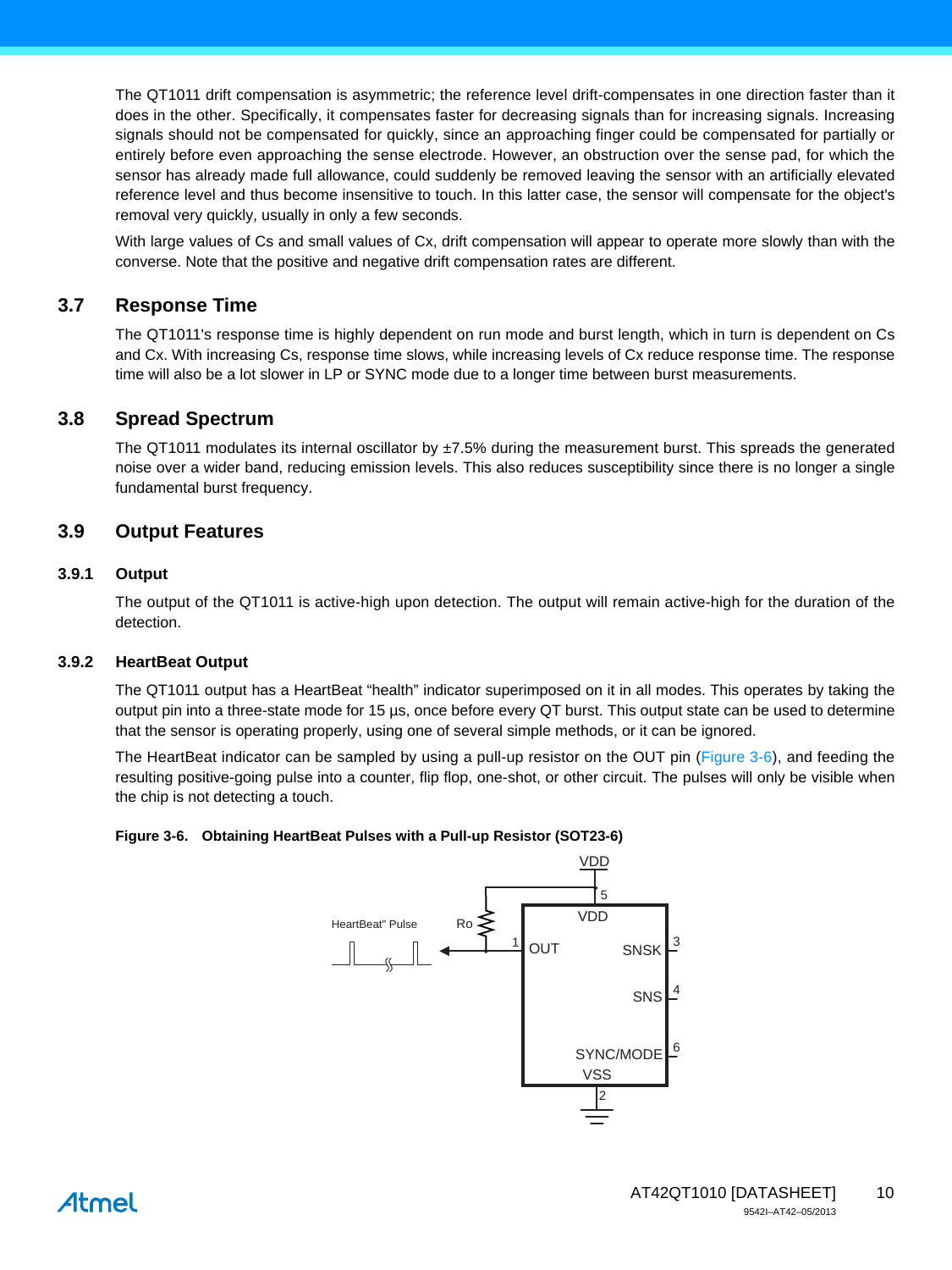The QT1011 drift compensation is asymmetric; the reference level drift-compensates in one direction faster than it does in the other. Specifically, it compensates faster for decreasing signals than for increasing signals. Increasing signals should not be compensated for quickly, since an approaching finger could be compensated for partially or entirely before even approaching the sense electrode. However, an obstruction over the sense pad, for which the sensor has already made full allowance, could suddenly be removed leaving the sensor with an artificially elevated reference level and thus become insensitive to touch. In this latter case, the sensor will compensate for the object's removal very quickly, usually in only a few seconds.

With large values of Cs and small values of Cx, drift compensation will appear to operate more slowly than with the converse. Note that the positive and negative drift compensation rates are different.

## 3.7 Response Time

The QT1011's response time is highly dependent on run mode and burst length, which in turn is dependent on Cs and Cx. With increasing Cs, response time slows, while increasing levels of Cx reduce response time. The response time will also be a lot slower in LP or SYNC mode due to a longer time between burst measurements.

## 3.8 Spread Spectrum

The QT1011 modulates its internal oscillator by ±7.5% during the measurement burst. This spreads the generated noise over a wider band, reducing emission levels. This also reduces susceptibility since there is no longer a single fundamental burst frequency.

## 3.9 Output Features

### 3.9.1 Output

The output of the QT1011 is active-high upon detection. The output will remain active-high for the duration of the detection.

### 3.9.2 HeartBeat Output

The QT1011 output has a HeartBeat "health" indicator superimposed on it in all modes. This operates by taking the output pin into a three-state mode for 15 µs, once before every QT burst. This output state can be used to determine that the sensor is operating properly, using one of several simple methods, or it can be ignored.

The HeartBeat indicator can be sampled by using a pull-up resistor on the OUT pin (Figure 3-6), and feeding the resulting positive-going pulse into a counter, flip flop, one-shot, or other circuit. The pulses will only be visible when the chip is not detecting a touch.

**Figure 3-6. Obtaining HeartBeat Pulses with a Pull-up Resistor (SOT23-6)**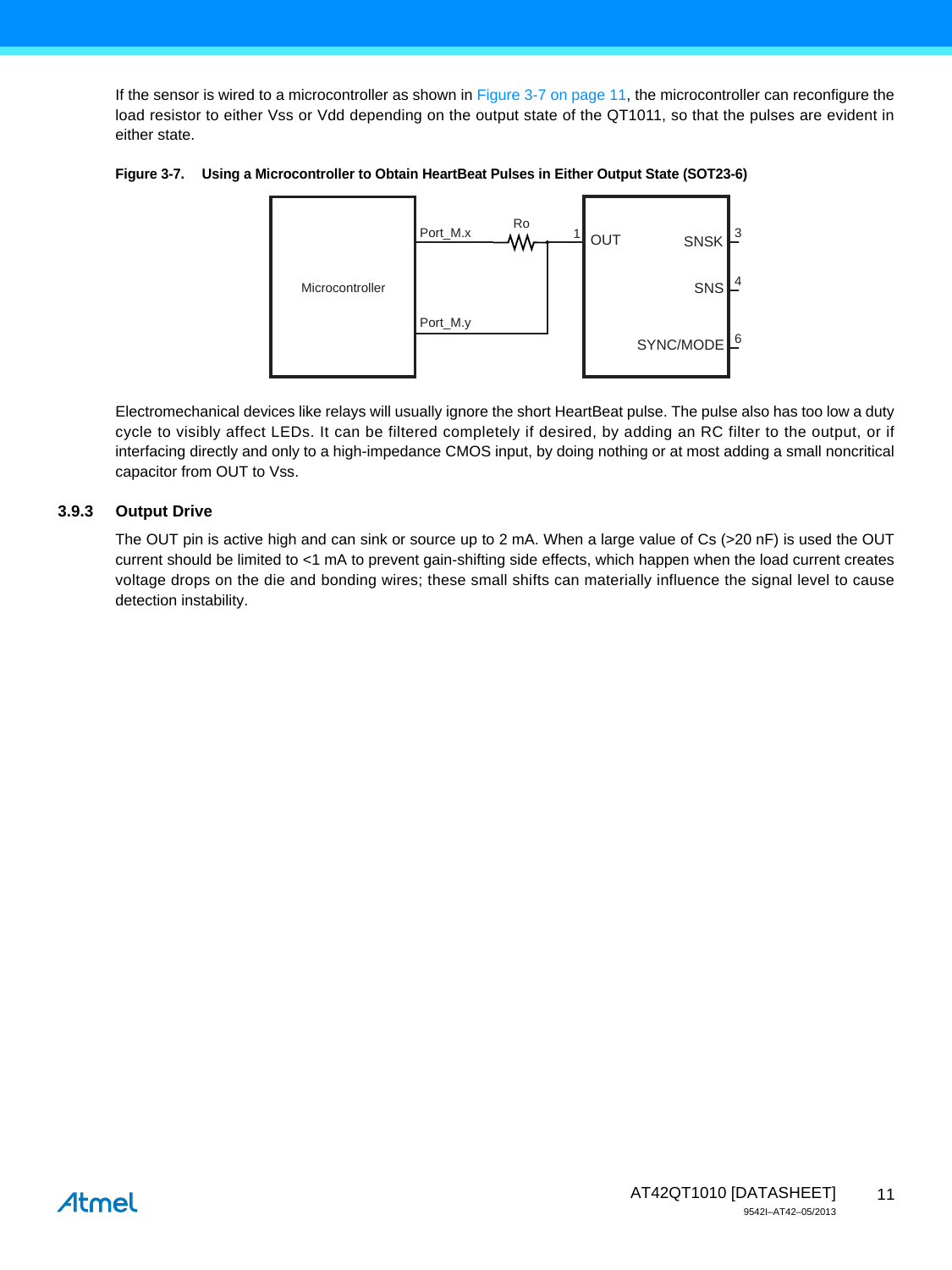If the sensor is wired to a microcontroller as shown in Figure 3-7 on page 11, the microcontroller can reconfigure the load resistor to either Vss or Vdd depending on the output state of the QT1011, so that the pulses are evident in either state.

**Figure 3-7. Using a Microcontroller to Obtain HeartBeat Pulses in Either Output State (SOT23-6)**

Electromechanical devices like relays will usually ignore the short HeartBeat pulse. The pulse also has too low a duty cycle to visibly affect LEDs. It can be filtered completely if desired, by adding an RC filter to the output, or if interfacing directly and only to a high-impedance CMOS input, by doing nothing or at most adding a small noncritical capacitor from OUT to Vss.

### 3.9.3 Output Drive

The OUT pin is active high and can sink or source up to 2 mA. When a large value of Cs (>20 nF) is used the OUT current should be limited to <1 mA to prevent gain-shifting side effects, which happen when the load current creates voltage drops on the die and bonding wires; these small shifts can materially influence the signal level to cause detection instability.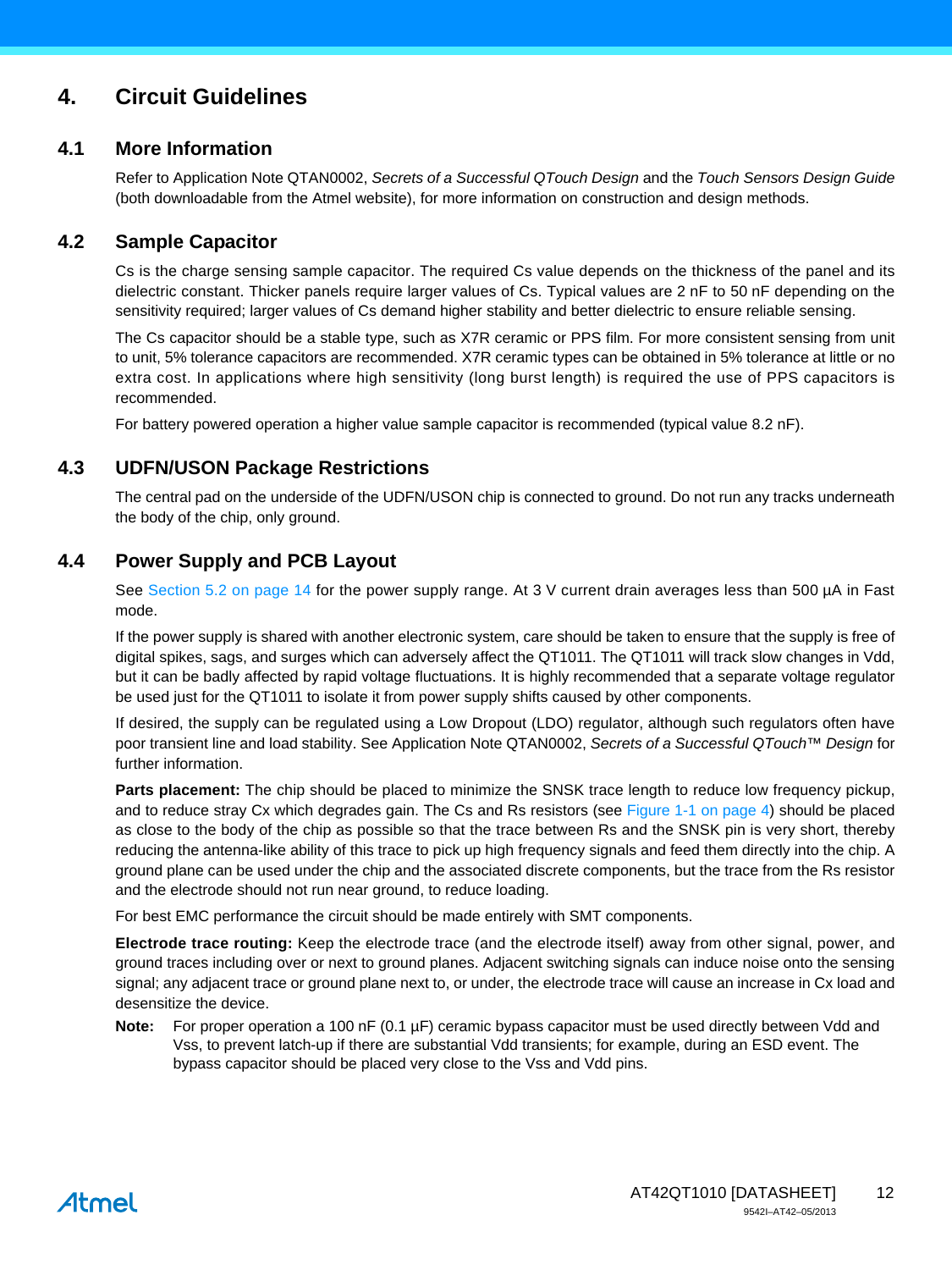# 4. Circuit Guidelines

## 4.1 More Information

Refer to Application Note QTAN0002, *Secrets of a Successful QTouch Design* and the *Touch Sensors Design Guide* (both downloadable from the Atmel website), for more information on construction and design methods.

## 4.2 Sample Capacitor

Cs is the charge sensing sample capacitor. The required Cs value depends on the thickness of the panel and its dielectric constant. Thicker panels require larger values of Cs. Typical values are 2 nF to 50 nF depending on the sensitivity required; larger values of Cs demand higher stability and better dielectric to ensure reliable sensing.

The Cs capacitor should be a stable type, such as X7R ceramic or PPS film. For more consistent sensing from unit to unit, 5% tolerance capacitors are recommended. X7R ceramic types can be obtained in 5% tolerance at little or no extra cost. In applications where high sensitivity (long burst length) is required the use of PPS capacitors is recommended.

For battery powered operation a higher value sample capacitor is recommended (typical value 8.2 nF).

## 4.3 UDFN/USON Package Restrictions

The central pad on the underside of the UDFN/USON chip is connected to ground. Do not run any tracks underneath the body of the chip, only ground.

## 4.4 Power Supply and PCB Layout

See Section 5.2 on page 14 for the power supply range. At 3 V current drain averages less than 500 µA in Fast mode.

If the power supply is shared with another electronic system, care should be taken to ensure that the supply is free of digital spikes, sags, and surges which can adversely affect the QT1011. The QT1011 will track slow changes in Vdd, but it can be badly affected by rapid voltage fluctuations. It is highly recommended that a separate voltage regulator be used just for the QT1011 to isolate it from power supply shifts caused by other components.

If desired, the supply can be regulated using a Low Dropout (LDO) regulator, although such regulators often have poor transient line and load stability. See Application Note QTAN0002, *Secrets of a Successful QTouch™ Design* for further information.

**Parts placement:** The chip should be placed to minimize the SNSK trace length to reduce low frequency pickup, and to reduce stray Cx which degrades gain. The Cs and Rs resistors (see Figure 1-1 on page 4) should be placed as close to the body of the chip as possible so that the trace between Rs and the SNSK pin is very short, thereby reducing the antenna-like ability of this trace to pick up high frequency signals and feed them directly into the chip. A ground plane can be used under the chip and the associated discrete components, but the trace from the Rs resistor and the electrode should not run near ground, to reduce loading.

For best EMC performance the circuit should be made entirely with SMT components.

**Electrode trace routing:** Keep the electrode trace (and the electrode itself) away from other signal, power, and ground traces including over or next to ground planes. Adjacent switching signals can induce noise onto the sensing signal; any adjacent trace or ground plane next to, or under, the electrode trace will cause an increase in Cx load and desensitize the device.

**Note:** For proper operation a 100 nF (0.1 µF) ceramic bypass capacitor must be used directly between Vdd and Vss, to prevent latch-up if there are substantial Vdd transients; for example, during an ESD event. The bypass capacitor should be placed very close to the Vss and Vdd pins.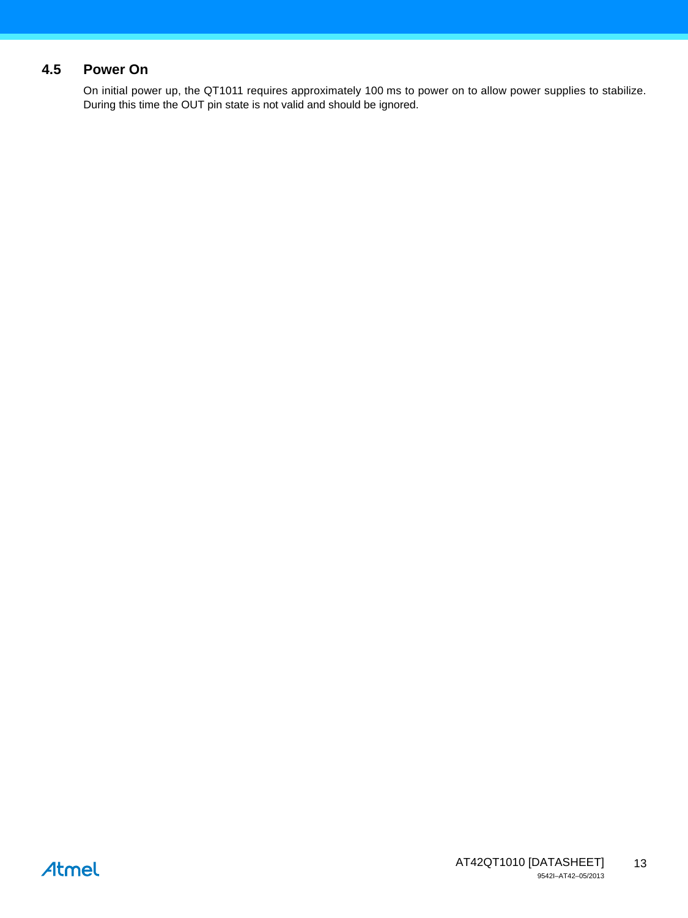## 4.5 Power On

On initial power up, the QT1011 requires approximately 100 ms to power on to allow power supplies to stabilize. During this time the OUT pin state is not valid and should be ignored.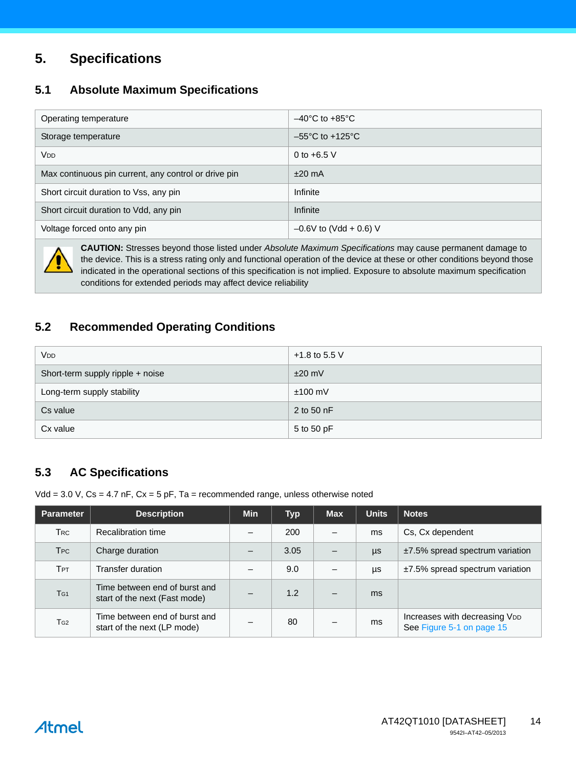# 5. Specifications

## 5.1 Absolute Maximum Specifications

| | |
|---|---|
| Operating temperature | –40°C to +85°C |
| Storage temperature | –55°C to +125°C |
| $V_{DD}$ | 0 to +6.5 V |
| Max continuous pin current, any control or drive pin | ±20 mA |
| Short circuit duration to Vss, any pin | Infinite |
| Short circuit duration to Vdd, any pin | Infinite |
| Voltage forced onto any pin | –0.6V to (Vdd + 0.6) V |

**CAUTION:** Stresses beyond those listed under *Absolute Maximum Specifications* may cause permanent damage to the device. This is a stress rating only and functional operation of the device at these or other conditions beyond those indicated in the operational sections of this specification is not implied. Exposure to absolute maximum specification conditions for extended periods may affect device reliability

## 5.2 Recommended Operating Conditions

| | |
|---|---|
| $V_{DD}$ | +1.8 to 5.5 V |
| Short-term supply ripple + noise | ±20 mV |
| Long-term supply stability | ±100 mV |
| Cs value | 2 to 50 nF |
| Cx value | 5 to 50 pF |

## 5.3 AC Specifications

Vdd = 3.0 V, Cs = 4.7 nF, Cx = 5 pF, Ta = recommended range, unless otherwise noted

| Parameter | Description | Min | Typ | Max | Units | Notes |
|---|---|---|---|---|---|---|
| $T_{RC}$ | Recalibration time | – | 200 | – | ms | Cs, Cx dependent |
| $T_{PC}$ | Charge duration | – | 3.05 | – | µs | ±7.5% spread spectrum variation |
| $T_{PT}$ | Transfer duration | – | 9.0 | – | µs | ±7.5% spread spectrum variation |
| $T_{G1}$ | Time between end of burst and start of the next (Fast mode) | – | 1.2 | – | ms | |
| $T_{G2}$ | Time between end of burst and start of the next (LP mode) | – | 80 | – | ms | Increases with decreasing $V_{DD}$ See Figure 5-1 on page 15 |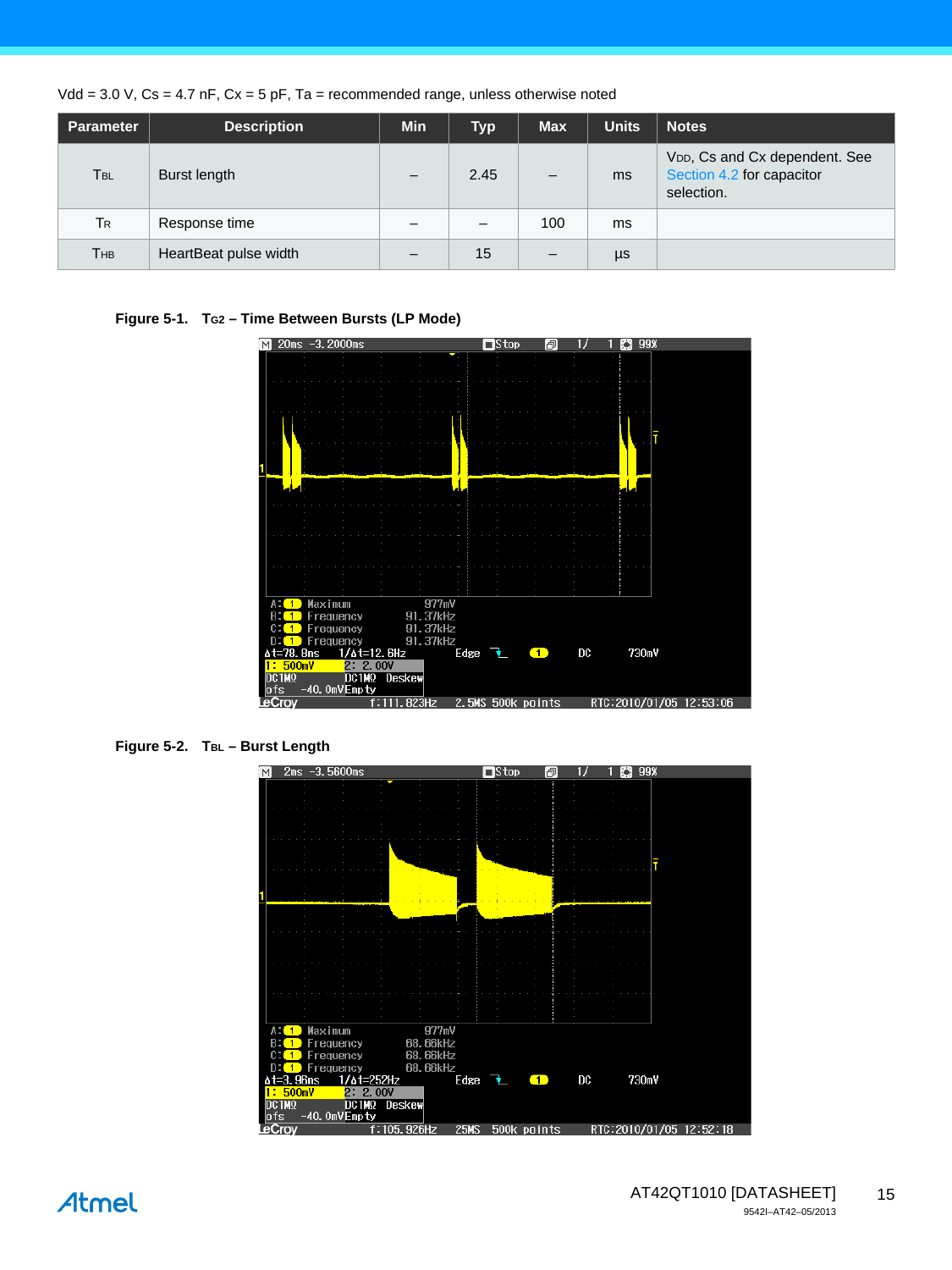Vdd = 3.0 V, Cs = 4.7 nF, Cx = 5 pF, Ta = recommended range, unless otherwise noted

| Parameter | Description | Min | Typ | Max | Units | Notes |
|---|---|---|---|---|---|---|
| $T_{BL}$ | Burst length | – | 2.45 | – | ms | $V_{DD}$, Cs and Cx dependent. See Section 4.2 for capacitor selection. |
| $T_R$ | Response time | – | – | 100 | ms | |
| $T_{HB}$ | HeartBeat pulse width | – | 15 | – | µs | |

**Figure 5-1. $T_{G2}$ – Time Between Bursts (LP Mode)**

**Figure 5-2. $T_{BL}$ – Burst Length**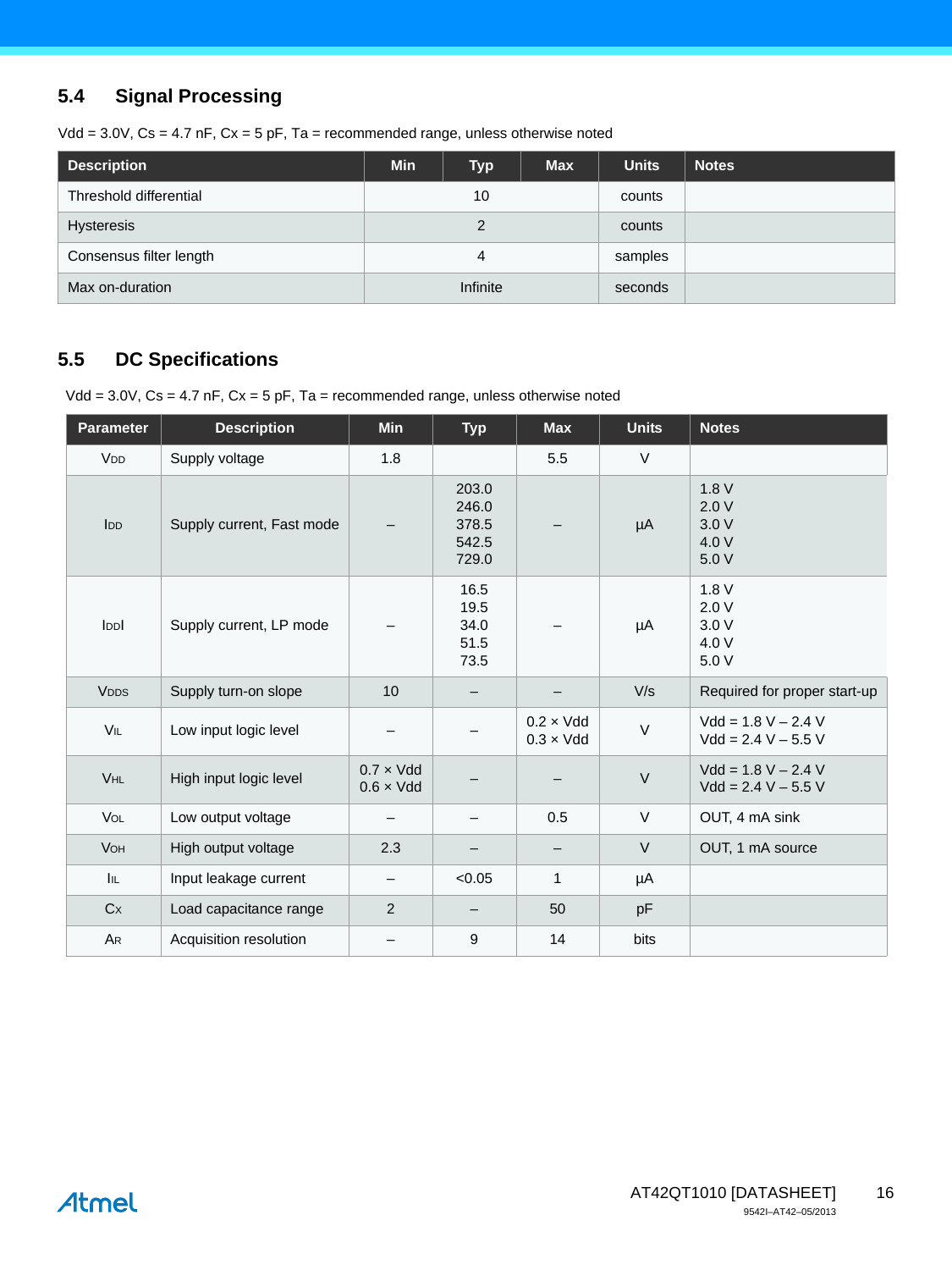## 5.4 Signal Processing

Vdd = 3.0V, Cs = 4.7 nF, Cx = 5 pF, Ta = recommended range, unless otherwise noted

| Description | Min | Typ | Max | Units | Notes |
|---|---|---|---|---|---|
| Threshold differential | | 10 | | counts | |
| Hysteresis | | 2 | | counts | |
| Consensus filter length | | 4 | | samples | |
| Max on-duration | | Infinite | | seconds | |

## 5.5 DC Specifications

Vdd = 3.0V, Cs = 4.7 nF, Cx = 5 pF, Ta = recommended range, unless otherwise noted

| Parameter | Description | Min | Typ | Max | Units | Notes |
|---|---|---|---|---|---|---|
| $V_{DD}$ | Supply voltage | 1.8 | | 5.5 | V | |
| $I_{DD}$ | Supply current, Fast mode | – | 203.0<br>246.0<br>378.5<br>542.5<br>729.0 | – | µA | 1.8 V<br>2.0 V<br>3.0 V<br>4.0 V<br>5.0 V |
| $I_{DDl}$ | Supply current, LP mode | – | 16.5<br>19.5<br>34.0<br>51.5<br>73.5 | – | µA | 1.8 V<br>2.0 V<br>3.0 V<br>4.0 V<br>5.0 V |
| $V_{DDS}$ | Supply turn-on slope | 10 | – | – | V/s | Required for proper start-up |
| $V_{IL}$ | Low input logic level | – | – | 0.2 × Vdd<br>0.3 × Vdd | V | Vdd = 1.8 V – 2.4 V<br>Vdd = 2.4 V – 5.5 V |
| $V_{HL}$ | High input logic level | 0.7 × Vdd<br>0.6 × Vdd | – | – | V | Vdd = 1.8 V – 2.4 V<br>Vdd = 2.4 V – 5.5 V |
| $V_{OL}$ | Low output voltage | – | – | 0.5 | V | OUT, 4 mA sink |
| $V_{OH}$ | High output voltage | 2.3 | – | – | V | OUT, 1 mA source |
| $I_{IL}$ | Input leakage current | – | <0.05 | 1 | µA | |
| $C_X$ | Load capacitance range | 2 | – | 50 | pF | |
| $A_R$ | Acquisition resolution | – | 9 | 14 | bits | |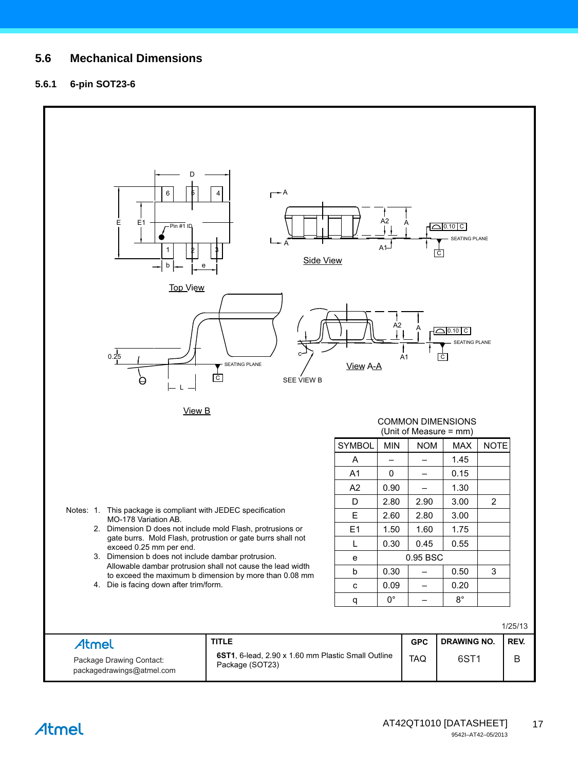## 5.6 Mechanical Dimensions

### 5.6.1 6-pin SOT23-6

Top View

Side View

View A-A

View B

SEE VIEW B

SEATING PLANE

COMMON DIMENSIONS
(Unit of Measure = mm)

| SYMBOL | MIN | NOM | MAX | NOTE |
|---|---|---|---|---|
| A | – | – | 1.45 | |
| A1 | 0 | – | 0.15 | |
| A2 | 0.90 | – | 1.30 | |
| D | 2.80 | 2.90 | 3.00 | 2 |
| E | 2.60 | 2.80 | 3.00 | |
| E1 | 1.50 | 1.60 | 1.75 | |
| L | 0.30 | 0.45 | 0.55 | |
| e | | 0.95 BSC | | |
| b | 0.30 | – | 0.50 | 3 |
| c | 0.09 | – | 0.20 | |
| q | 0° | – | 8° | |

Notes:
1. This package is compliant with JEDEC specification MO-178 Variation AB.
2. Dimension D does not include mold Flash, protrusions or gate burrs. Mold Flash, protrusion or gate burrs shall not exceed 0.25 mm per end.
3. Dimension b does not include dambar protrusion. Allowable dambar protrusion shall not cause the lead width to exceed the maximum b dimension by more than 0.08 mm
4. Die is facing down after trim/form.

1/25/13

| Atmel<br>Package Drawing Contact:<br>packagedrawings@atmel.com | TITLE<br>**6ST1**, 6-lead, 2.90 x 1.60 mm Plastic Small Outline Package (SOT23) | GPC<br>TAQ | DRAWING NO.<br>6ST1 | REV.<br>B |
|---|---|---|---|---|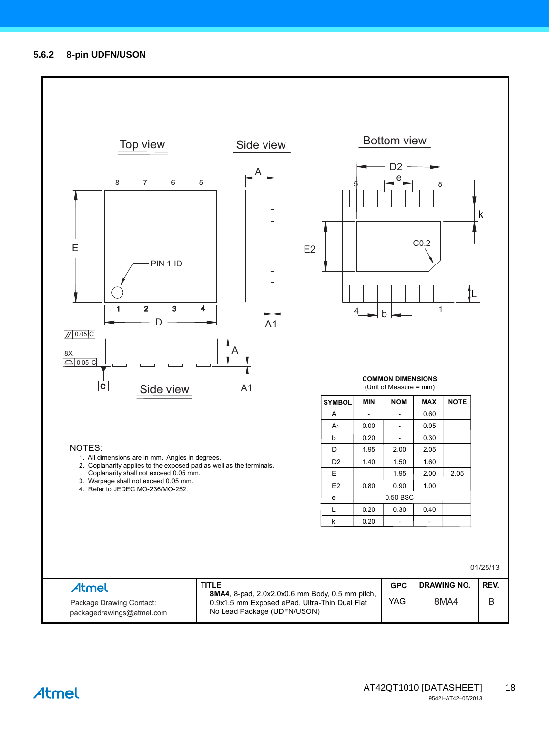### 5.6.2 8-pin UDFN/USON

Top view

Side view

Bottom view

NOTES:

1. All dimensions are in mm. Angles in degrees.
2. Coplanarity applies to the exposed pad as well as the terminals. Coplanarity shall not exceed 0.05 mm.
3. Warpage shall not exceed 0.05 mm.
4. Refer to JEDEC MO-236/MO-252.

**COMMON DIMENSIONS**
(Unit of Measure = mm)

| SYMBOL | MIN | NOM | MAX | NOTE |
|---|---|---|---|---|
| A | - | - | 0.60 | |
| $A_1$ | 0.00 | - | 0.05 | |
| b | 0.20 | - | 0.30 | |
| D | 1.95 | 2.00 | 2.05 | |
| D2 | 1.40 | 1.50 | 1.60 | |
| E | | 1.95 | 2.00 | 2.05 |
| E2 | 0.80 | 0.90 | 1.00 | |
| e | | 0.50 BSC | | |
| L | 0.20 | 0.30 | 0.40 | |
| k | 0.20 | - | - | |

01/25/13

| Atmel<br>Package Drawing Contact:<br>packagedrawings@atmel.com | TITLE<br>**8MA4**, 8-pad, 2.0x2.0x0.6 mm Body, 0.5 mm pitch, 0.9x1.5 mm Exposed ePad, Ultra-Thin Dual Flat No Lead Package (UDFN/USON) | GPC<br>YAG | DRAWING NO.<br>8MA4 | REV.<br>B |
|---|---|---|---|---|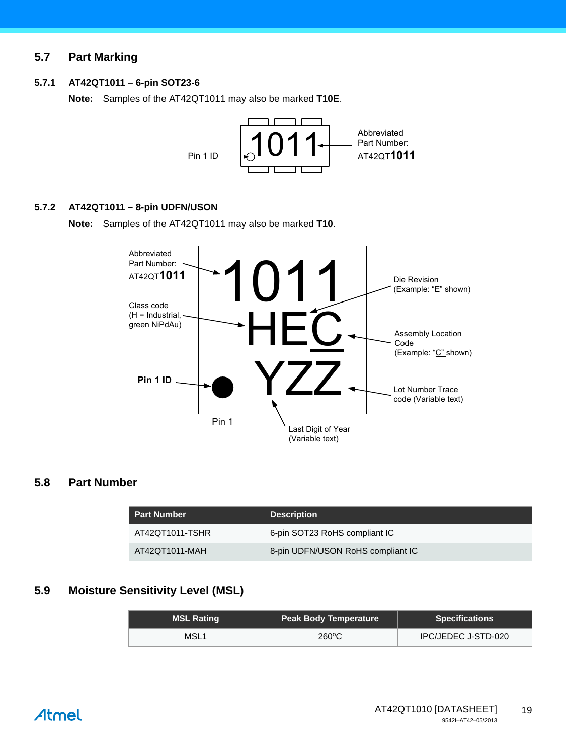## 5.7 Part Marking

### 5.7.1 AT42QT1011 – 6-pin SOT23-6

**Note:** Samples of the AT42QT1011 may also be marked **T10E**.

Pin 1 ID

1011

Abbreviated Part Number: AT42QT**1011**

### 5.7.2 AT42QT1011 – 8-pin UDFN/USON

**Note:** Samples of the AT42QT1011 may also be marked **T10**.

1011
HEC
YZZ

Abbreviated Part Number: AT42QT**1011**

Class code (H = Industrial, green NiPdAu)

**Pin 1 ID**

Pin 1

Die Revision (Example: "E" shown)

Assembly Location Code (Example: "C" shown)

Lot Number Trace code (Variable text)

Last Digit of Year (Variable text)

## 5.8 Part Number

| Part Number | Description |
|---|---|
| AT42QT1011-TSHR | 6-pin SOT23 RoHS compliant IC |
| AT42QT1011-MAH | 8-pin UDFN/USON RoHS compliant IC |

## 5.9 Moisture Sensitivity Level (MSL)

| MSL Rating | Peak Body Temperature | Specifications |
|---|---|---|
| MSL1 | 260°C | IPC/JEDEC J-STD-020 |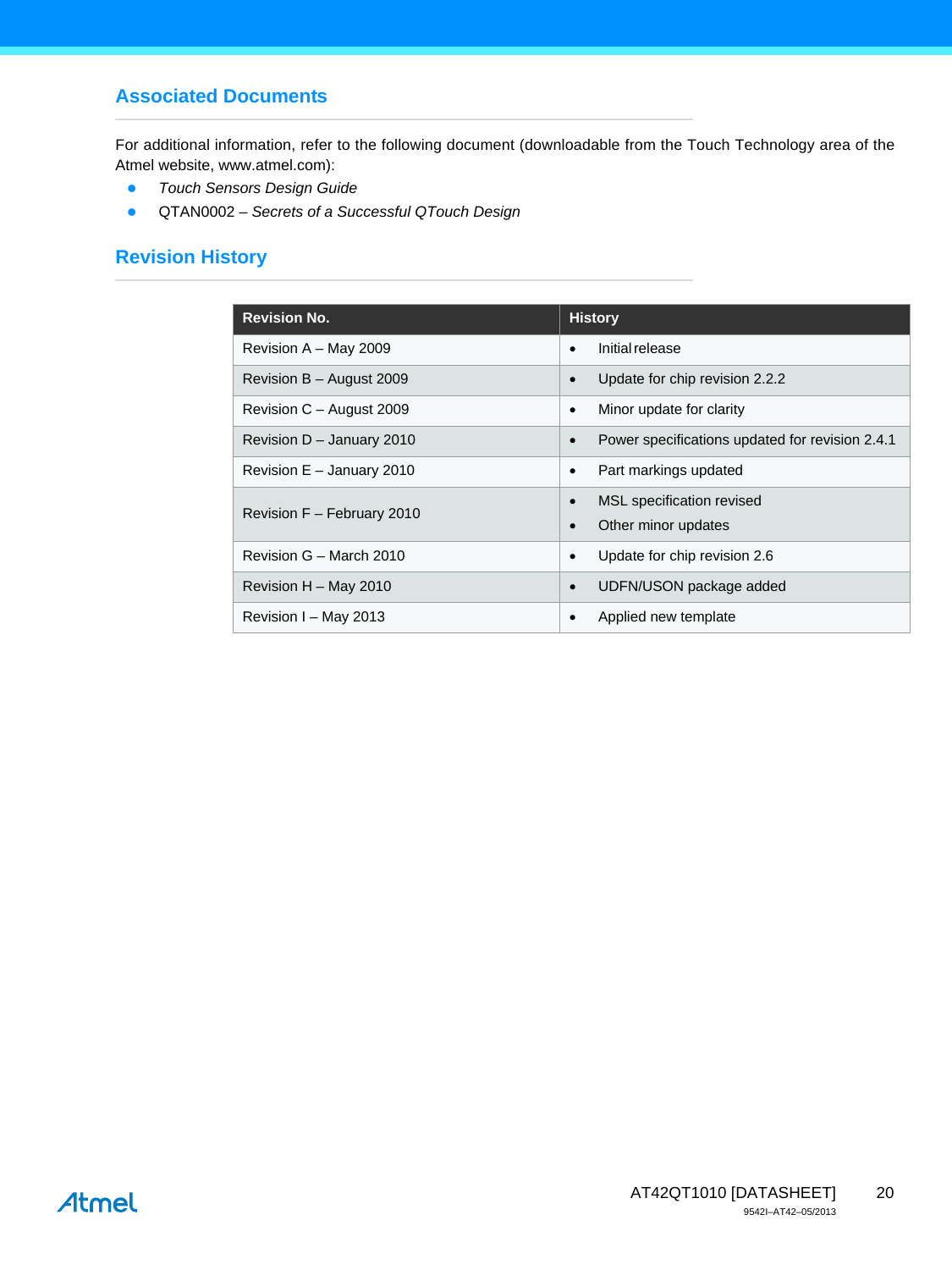## Associated Documents

For additional information, refer to the following document (downloadable from the Touch Technology area of the Atmel website, www.atmel.com):

- *Touch Sensors Design Guide*
- QTAN0002 – *Secrets of a Successful QTouch Design*

## Revision History

| Revision No. | History |
|---|---|
| Revision A – May 2009 | • Initial release |
| Revision B – August 2009 | • Update for chip revision 2.2.2 |
| Revision C – August 2009 | • Minor update for clarity |
| Revision D – January 2010 | • Power specifications updated for revision 2.4.1 |
| Revision E – January 2010 | • Part markings updated |
| Revision F – February 2010 | • MSL specification revised<br>• Other minor updates |
| Revision G – March 2010 | • Update for chip revision 2.6 |
| Revision H – May 2010 | • UDFN/USON package added |
| Revision I – May 2013 | • Applied new template |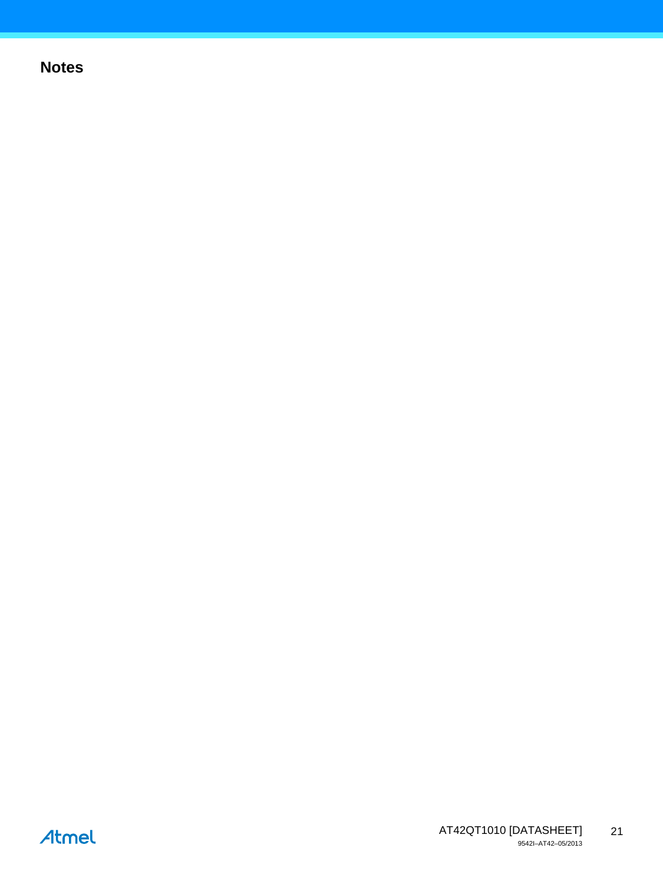## Notes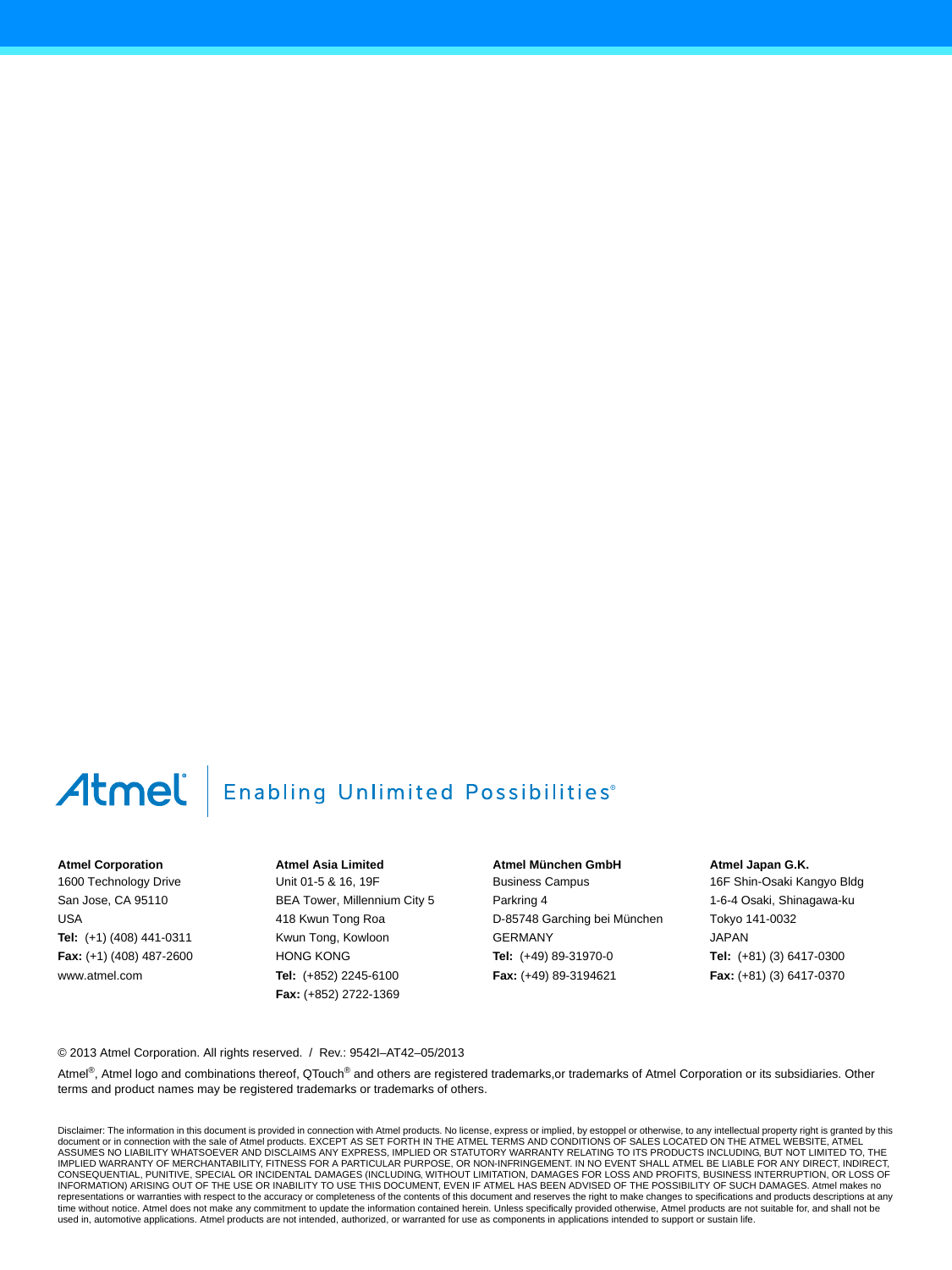Atmel | Enabling Unlimited Possibilities®

**Atmel Corporation**
1600 Technology Drive
San Jose, CA 95110
USA
**Tel:** (+1) (408) 441-0311
**Fax:** (+1) (408) 487-2600
www.atmel.com

**Atmel Asia Limited**
Unit 01-5 & 16, 19F
BEA Tower, Millennium City 5
418 Kwun Tong Roa
Kwun Tong, Kowloon
HONG KONG
**Tel:** (+852) 2245-6100
**Fax:** (+852) 2722-1369

**Atmel München GmbH**
Business Campus
Parkring 4
D-85748 Garching bei München
GERMANY
**Tel:** (+49) 89-31970-0
**Fax:** (+49) 89-3194621

**Atmel Japan G.K.**
16F Shin-Osaki Kangyo Bldg
1-6-4 Osaki, Shinagawa-ku
Tokyo 141-0032
JAPAN
**Tel:** (+81) (3) 6417-0300
**Fax:** (+81) (3) 6417-0370

© 2013 Atmel Corporation. All rights reserved. / Rev.: 9542I–AT42–05/2013

Atmel®, Atmel logo and combinations thereof, QTouch® and others are registered trademarks,or trademarks of Atmel Corporation or its subsidiaries. Other terms and product names may be registered trademarks or trademarks of others.

Disclaimer: The information in this document is provided in connection with Atmel products. No license, express or implied, by estoppel or otherwise, to any intellectual property right is granted by this document or in connection with the sale of Atmel products. EXCEPT AS SET FORTH IN THE ATMEL TERMS AND CONDITIONS OF SALES LOCATED ON THE ATMEL WEBSITE, ATMEL ASSUMES NO LIABILITY WHATSOEVER AND DISCLAIMS ANY EXPRESS, IMPLIED OR STATUTORY WARRANTY RELATING TO ITS PRODUCTS INCLUDING, BUT NOT LIMITED TO, THE IMPLIED WARRANTY OF MERCHANTABILITY, FITNESS FOR A PARTICULAR PURPOSE, OR NON-INFRINGEMENT. IN NO EVENT SHALL ATMEL BE LIABLE FOR ANY DIRECT, INDIRECT, CONSEQUENTIAL, PUNITIVE, SPECIAL OR INCIDENTAL DAMAGES (INCLUDING, WITHOUT LIMITATION, DAMAGES FOR LOSS AND PROFITS, BUSINESS INTERRUPTION, OR LOSS OF INFORMATION) ARISING OUT OF THE USE OR INABILITY TO USE THIS DOCUMENT, EVEN IF ATMEL HAS BEEN ADVISED OF THE POSSIBILITY OF SUCH DAMAGES. Atmel makes no representations or warranties with respect to the accuracy or completeness of the contents of this document and reserves the right to make changes to specifications and products descriptions at any time without notice. Atmel does not make any commitment to update the information contained herein. Unless specifically provided otherwise, Atmel products are not suitable for, and shall not be used in, automotive applications. Atmel products are not intended, authorized, or warranted for use as components in applications intended to support or sustain life.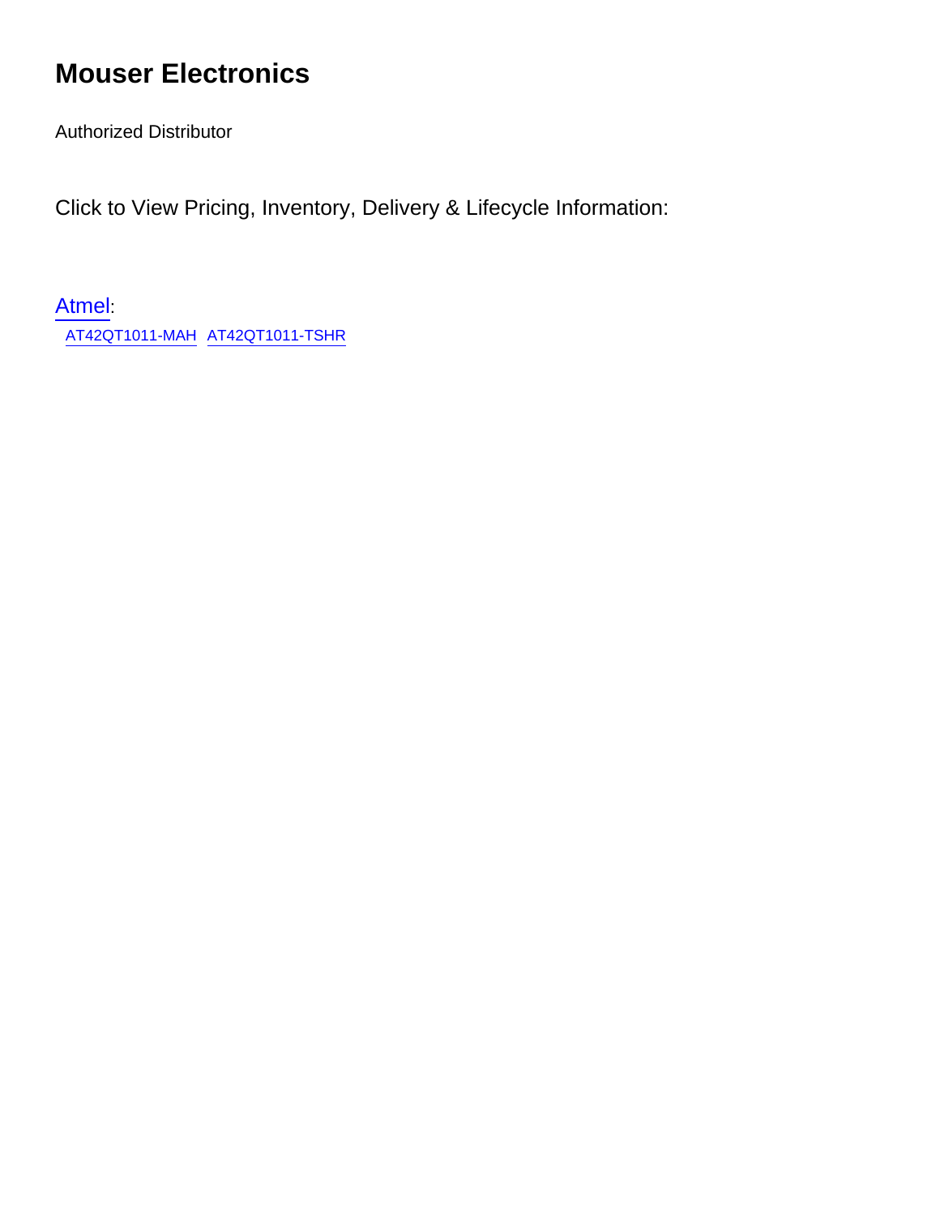# Mouser Electronics

Authorized Distributor

Click to View Pricing, Inventory, Delivery & Lifecycle Information:

Atmel:

AT42QT1011-MAH AT42QT1011-TSHR